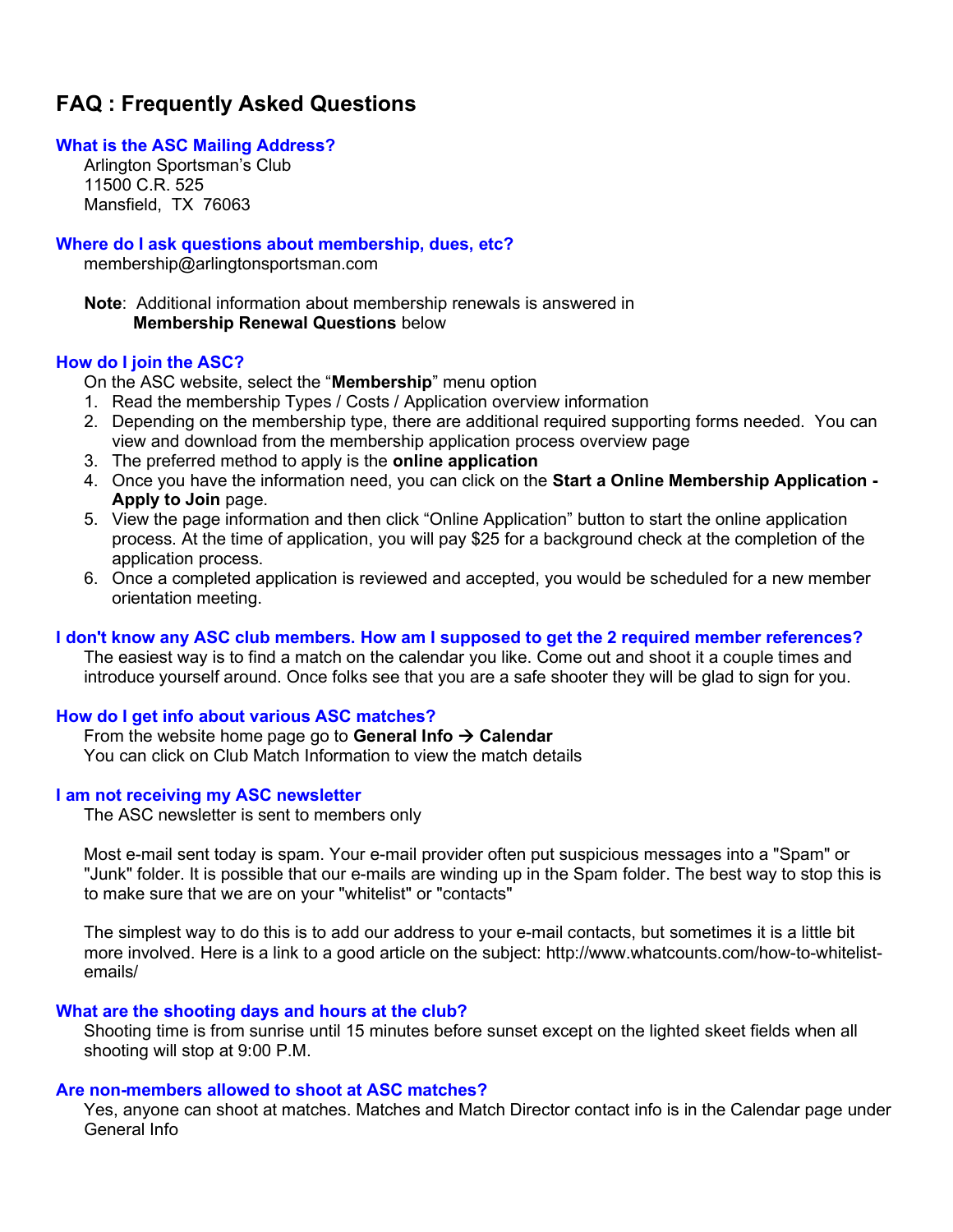# FAQ : Frequently Asked Questions

### What is the ASC Mailing Address?

Arlington Sportsman's Club
11500 C.R. 525
Mansfield, TX 76063

### Where do I ask questions about membership, dues, etc?

membership@arlingtonsportsman.com

**Note**: Additional information about membership renewals is answered in **Membership Renewal Questions** below

### How do I join the ASC?

On the ASC website, select the "**Membership**" menu option

1. Read the membership Types / Costs / Application overview information
2. Depending on the membership type, there are additional required supporting forms needed. You can view and download from the membership application process overview page
3. The preferred method to apply is the **online application**
4. Once you have the information need, you can click on the **Start a Online Membership Application - Apply to Join** page.
5. View the page information and then click "Online Application" button to start the online application process. At the time of application, you will pay $25 for a background check at the completion of the application process.
6. Once a completed application is reviewed and accepted, you would be scheduled for a new member orientation meeting.

### I don't know any ASC club members. How am I supposed to get the 2 required member references?

The easiest way is to find a match on the calendar you like. Come out and shoot it a couple times and introduce yourself around. Once folks see that you are a safe shooter they will be glad to sign for you.

### How do I get info about various ASC matches?

From the website home page go to **General Info → Calendar**
You can click on Club Match Information to view the match details

### I am not receiving my ASC newsletter

The ASC newsletter is sent to members only

Most e-mail sent today is spam. Your e-mail provider often put suspicious messages into a "Spam" or "Junk" folder. It is possible that our e-mails are winding up in the Spam folder. The best way to stop this is to make sure that we are on your "whitelist" or "contacts"

The simplest way to do this is to add our address to your e-mail contacts, but sometimes it is a little bit more involved. Here is a link to a good article on the subject: http://www.whatcounts.com/how-to-whitelist-emails/

### What are the shooting days and hours at the club?

Shooting time is from sunrise until 15 minutes before sunset except on the lighted skeet fields when all shooting will stop at 9:00 P.M.

### Are non-members allowed to shoot at ASC matches?

Yes, anyone can shoot at matches. Matches and Match Director contact info is in the Calendar page under General Info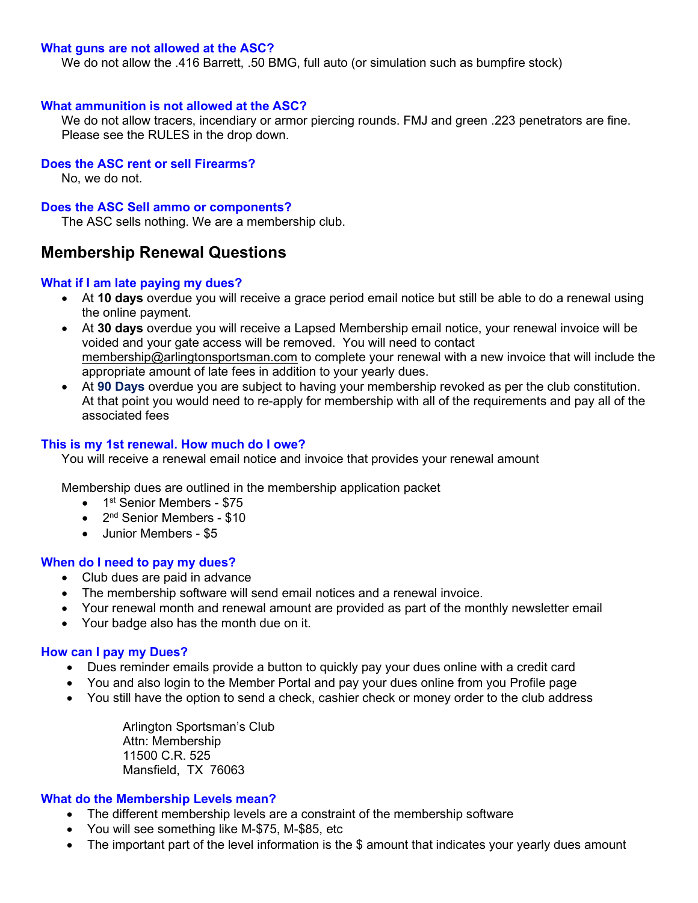### What guns are not allowed at the ASC?

We do not allow the .416 Barrett, .50 BMG, full auto (or simulation such as bumpfire stock)

### What ammunition is not allowed at the ASC?

We do not allow tracers, incendiary or armor piercing rounds. FMJ and green .223 penetrators are fine. Please see the RULES in the drop down.

### Does the ASC rent or sell Firearms?

No, we do not.

### Does the ASC Sell ammo or components?

The ASC sells nothing. We are a membership club.

## Membership Renewal Questions

### What if I am late paying my dues?

- At **10 days** overdue you will receive a grace period email notice but still be able to do a renewal using the online payment.
- At **30 days** overdue you will receive a Lapsed Membership email notice, your renewal invoice will be voided and your gate access will be removed. You will need to contact membership@arlingtonsportsman.com to complete your renewal with a new invoice that will include the appropriate amount of late fees in addition to your yearly dues.
- At **90 Days** overdue you are subject to having your membership revoked as per the club constitution. At that point you would need to re-apply for membership with all of the requirements and pay all of the associated fees

### This is my 1st renewal. How much do I owe?

You will receive a renewal email notice and invoice that provides your renewal amount

Membership dues are outlined in the membership application packet

- 1st Senior Members - $75
- 2nd Senior Members - $10
- Junior Members - $5

### When do I need to pay my dues?

- Club dues are paid in advance
- The membership software will send email notices and a renewal invoice.
- Your renewal month and renewal amount are provided as part of the monthly newsletter email
- Your badge also has the month due on it.

### How can I pay my Dues?

- Dues reminder emails provide a button to quickly pay your dues online with a credit card
- You and also login to the Member Portal and pay your dues online from you Profile page
- You still have the option to send a check, cashier check or money order to the club address

Arlington Sportsman's Club
Attn: Membership
11500 C.R. 525
Mansfield, TX 76063

### What do the Membership Levels mean?

- The different membership levels are a constraint of the membership software
- You will see something like M-$75, M-$85, etc
- The important part of the level information is the $ amount that indicates your yearly dues amount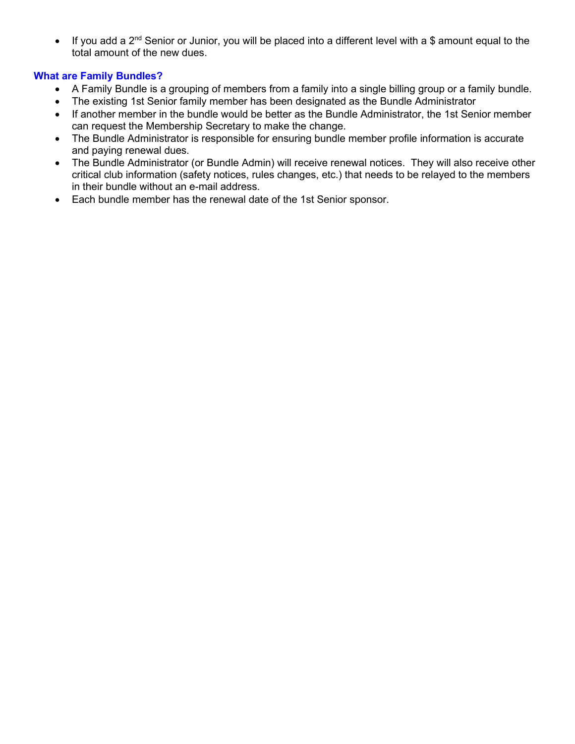- If you add a 2nd Senior or Junior, you will be placed into a different level with a $ amount equal to the total amount of the new dues.

### What are Family Bundles?

- A Family Bundle is a grouping of members from a family into a single billing group or a family bundle.
- The existing 1st Senior family member has been designated as the Bundle Administrator
- If another member in the bundle would be better as the Bundle Administrator, the 1st Senior member can request the Membership Secretary to make the change.
- The Bundle Administrator is responsible for ensuring bundle member profile information is accurate and paying renewal dues.
- The Bundle Administrator (or Bundle Admin) will receive renewal notices. They will also receive other critical club information (safety notices, rules changes, etc.) that needs to be relayed to the members in their bundle without an e-mail address.
- Each bundle member has the renewal date of the 1st Senior sponsor.